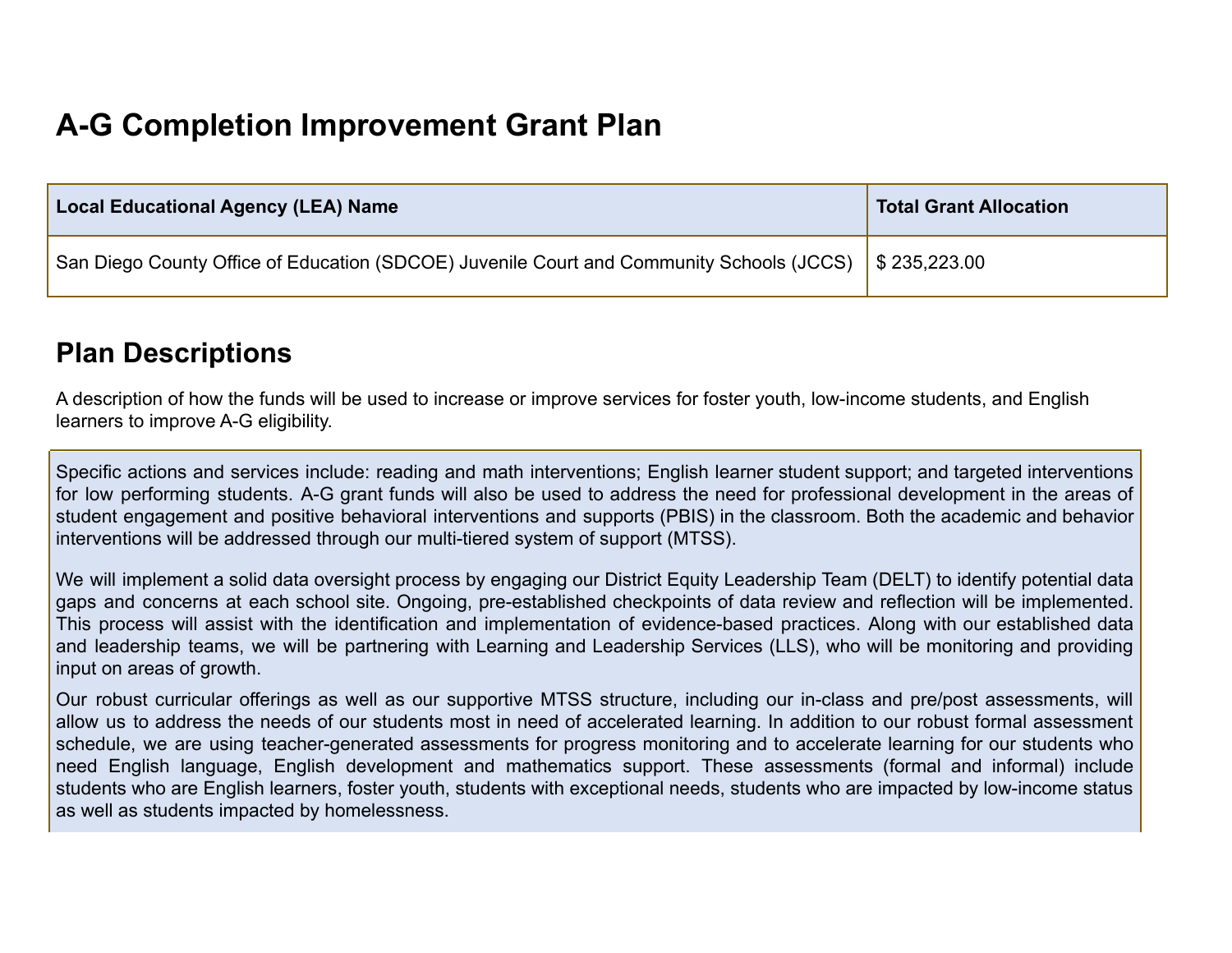# A-G Completion Improvement Grant Plan

| Local Educational Agency (LEA) Name | Total Grant Allocation |
|---|---|
| San Diego County Office of Education (SDCOE) Juvenile Court and Community Schools (JCCS) | $ 235,223.00 |

## Plan Descriptions

A description of how the funds will be used to increase or improve services for foster youth, low-income students, and English learners to improve A-G eligibility.

Specific actions and services include: reading and math interventions; English learner student support; and targeted interventions for low performing students. A-G grant funds will also be used to address the need for professional development in the areas of student engagement and positive behavioral interventions and supports (PBIS) in the classroom. Both the academic and behavior interventions will be addressed through our multi-tiered system of support (MTSS).

We will implement a solid data oversight process by engaging our District Equity Leadership Team (DELT) to identify potential data gaps and concerns at each school site. Ongoing, pre-established checkpoints of data review and reflection will be implemented. This process will assist with the identification and implementation of evidence-based practices. Along with our established data and leadership teams, we will be partnering with Learning and Leadership Services (LLS), who will be monitoring and providing input on areas of growth.

Our robust curricular offerings as well as our supportive MTSS structure, including our in-class and pre/post assessments, will allow us to address the needs of our students most in need of accelerated learning. In addition to our robust formal assessment schedule, we are using teacher-generated assessments for progress monitoring and to accelerate learning for our students who need English language, English development and mathematics support. These assessments (formal and informal) include students who are English learners, foster youth, students with exceptional needs, students who are impacted by low-income status as well as students impacted by homelessness.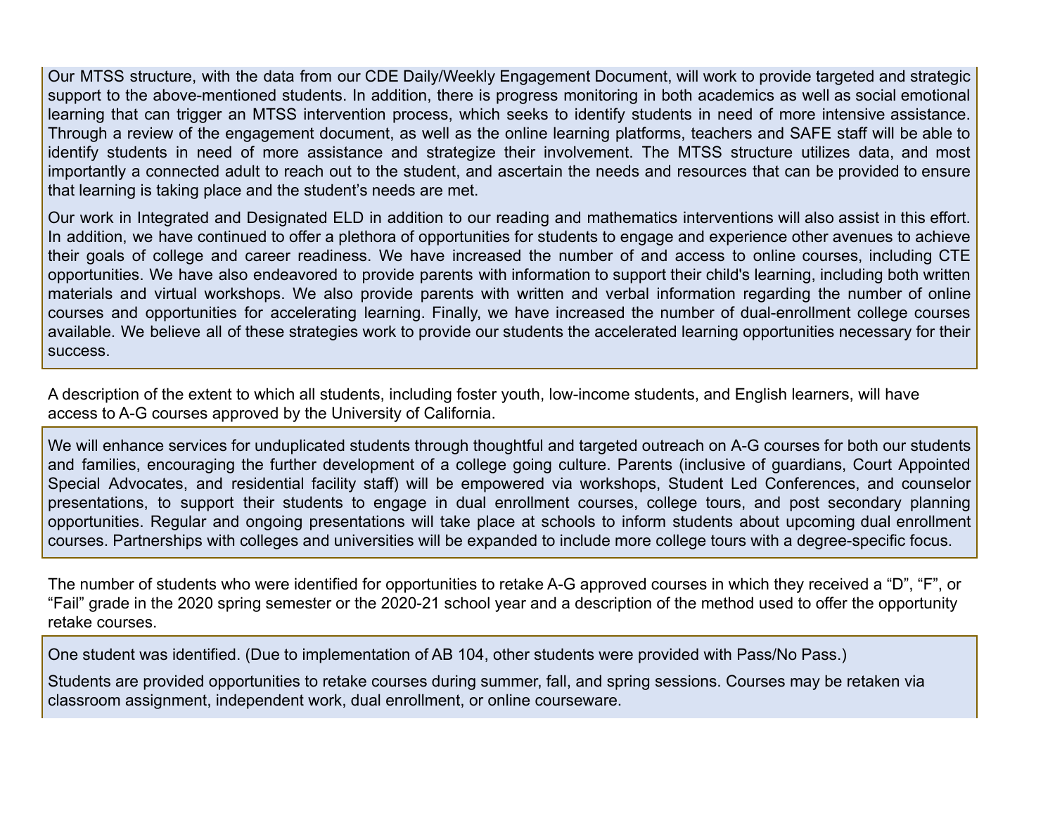Our MTSS structure, with the data from our CDE Daily/Weekly Engagement Document, will work to provide targeted and strategic support to the above-mentioned students. In addition, there is progress monitoring in both academics as well as social emotional learning that can trigger an MTSS intervention process, which seeks to identify students in need of more intensive assistance. Through a review of the engagement document, as well as the online learning platforms, teachers and SAFE staff will be able to identify students in need of more assistance and strategize their involvement. The MTSS structure utilizes data, and most importantly a connected adult to reach out to the student, and ascertain the needs and resources that can be provided to ensure that learning is taking place and the student's needs are met.

Our work in Integrated and Designated ELD in addition to our reading and mathematics interventions will also assist in this effort. In addition, we have continued to offer a plethora of opportunities for students to engage and experience other avenues to achieve their goals of college and career readiness. We have increased the number of and access to online courses, including CTE opportunities. We have also endeavored to provide parents with information to support their child's learning, including both written materials and virtual workshops. We also provide parents with written and verbal information regarding the number of online courses and opportunities for accelerating learning. Finally, we have increased the number of dual-enrollment college courses available. We believe all of these strategies work to provide our students the accelerated learning opportunities necessary for their success.

A description of the extent to which all students, including foster youth, low-income students, and English learners, will have access to A-G courses approved by the University of California.

We will enhance services for unduplicated students through thoughtful and targeted outreach on A-G courses for both our students and families, encouraging the further development of a college going culture. Parents (inclusive of guardians, Court Appointed Special Advocates, and residential facility staff) will be empowered via workshops, Student Led Conferences, and counselor presentations, to support their students to engage in dual enrollment courses, college tours, and post secondary planning opportunities. Regular and ongoing presentations will take place at schools to inform students about upcoming dual enrollment courses. Partnerships with colleges and universities will be expanded to include more college tours with a degree-specific focus.

The number of students who were identified for opportunities to retake A-G approved courses in which they received a "D", "F", or "Fail" grade in the 2020 spring semester or the 2020-21 school year and a description of the method used to offer the opportunity retake courses.

One student was identified. (Due to implementation of AB 104, other students were provided with Pass/No Pass.)

Students are provided opportunities to retake courses during summer, fall, and spring sessions. Courses may be retaken via classroom assignment, independent work, dual enrollment, or online courseware.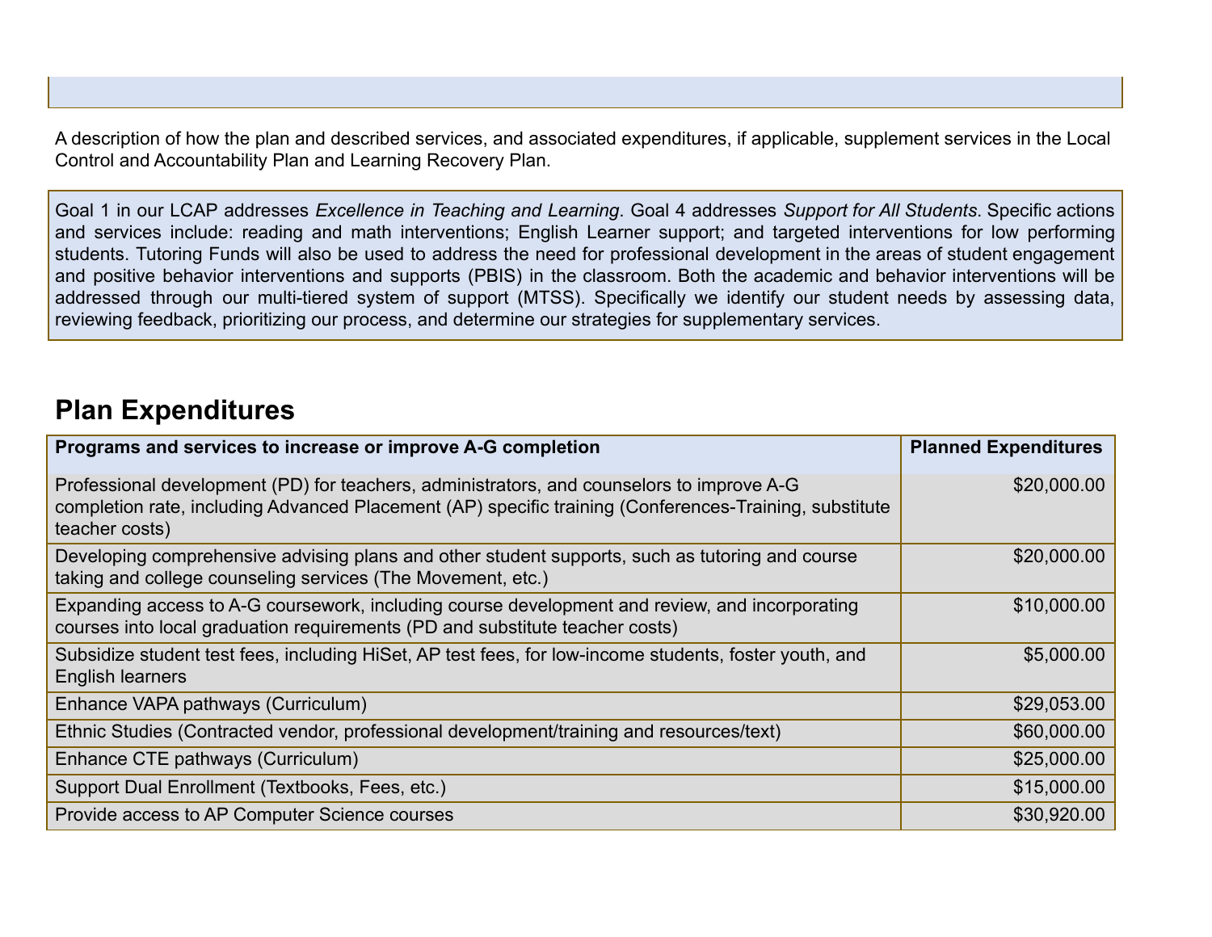A description of how the plan and described services, and associated expenditures, if applicable, supplement services in the Local Control and Accountability Plan and Learning Recovery Plan.

Goal 1 in our LCAP addresses *Excellence in Teaching and Learning*. Goal 4 addresses *Support for All Students*. Specific actions and services include: reading and math interventions; English Learner support; and targeted interventions for low performing students. Tutoring Funds will also be used to address the need for professional development in the areas of student engagement and positive behavior interventions and supports (PBIS) in the classroom. Both the academic and behavior interventions will be addressed through our multi-tiered system of support (MTSS). Specifically we identify our student needs by assessing data, reviewing feedback, prioritizing our process, and determine our strategies for supplementary services.

## Plan Expenditures

| Programs and services to increase or improve A-G completion | Planned Expenditures |
|---|---|
| Professional development (PD) for teachers, administrators, and counselors to improve A-G completion rate, including Advanced Placement (AP) specific training (Conferences-Training, substitute teacher costs) | $20,000.00 |
| Developing comprehensive advising plans and other student supports, such as tutoring and course taking and college counseling services (The Movement, etc.) | $20,000.00 |
| Expanding access to A-G coursework, including course development and review, and incorporating courses into local graduation requirements (PD and substitute teacher costs) | $10,000.00 |
| Subsidize student test fees, including HiSet, AP test fees, for low-income students, foster youth, and English learners | $5,000.00 |
| Enhance VAPA pathways (Curriculum) | $29,053.00 |
| Ethnic Studies (Contracted vendor, professional development/training and resources/text) | $60,000.00 |
| Enhance CTE pathways (Curriculum) | $25,000.00 |
| Support Dual Enrollment (Textbooks, Fees, etc.) | $15,000.00 |
| Provide access to AP Computer Science courses | $30,920.00 |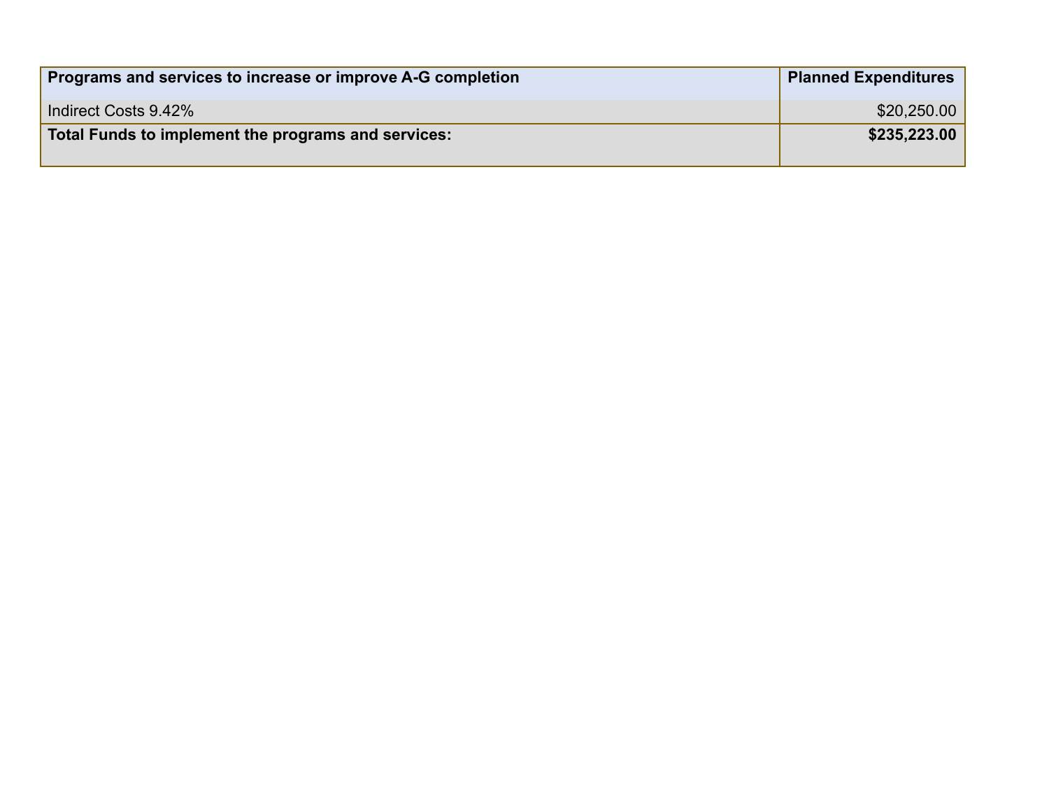| Programs and services to increase or improve A-G completion | Planned Expenditures |
|---|---|
| Indirect Costs 9.42% | $20,250.00 |
| **Total Funds to implement the programs and services:** | **$235,223.00** |